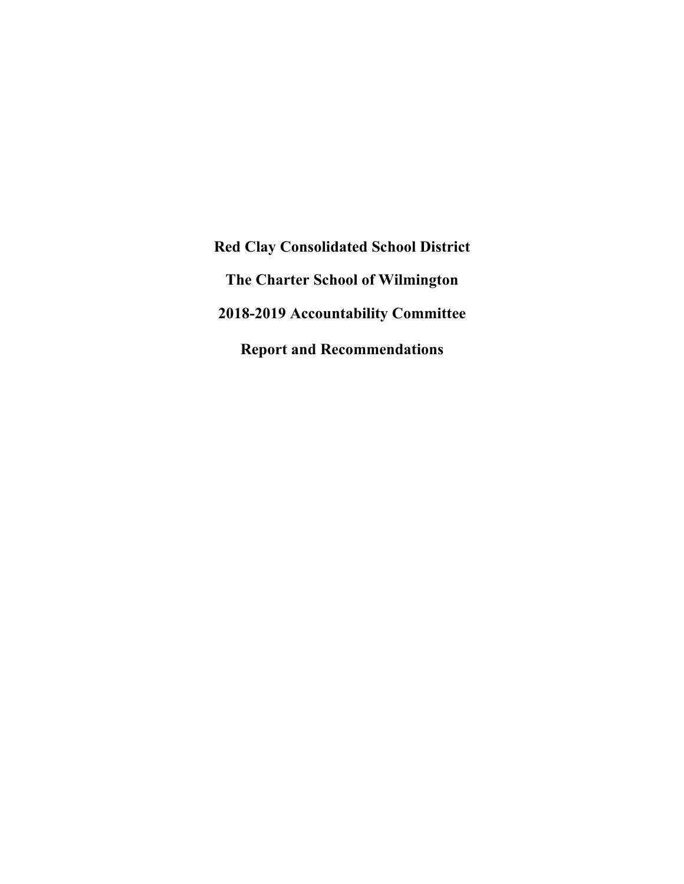# Red Clay Consolidated School District

# The Charter School of Wilmington

# 2018-2019 Accountability Committee

# Report and Recommendations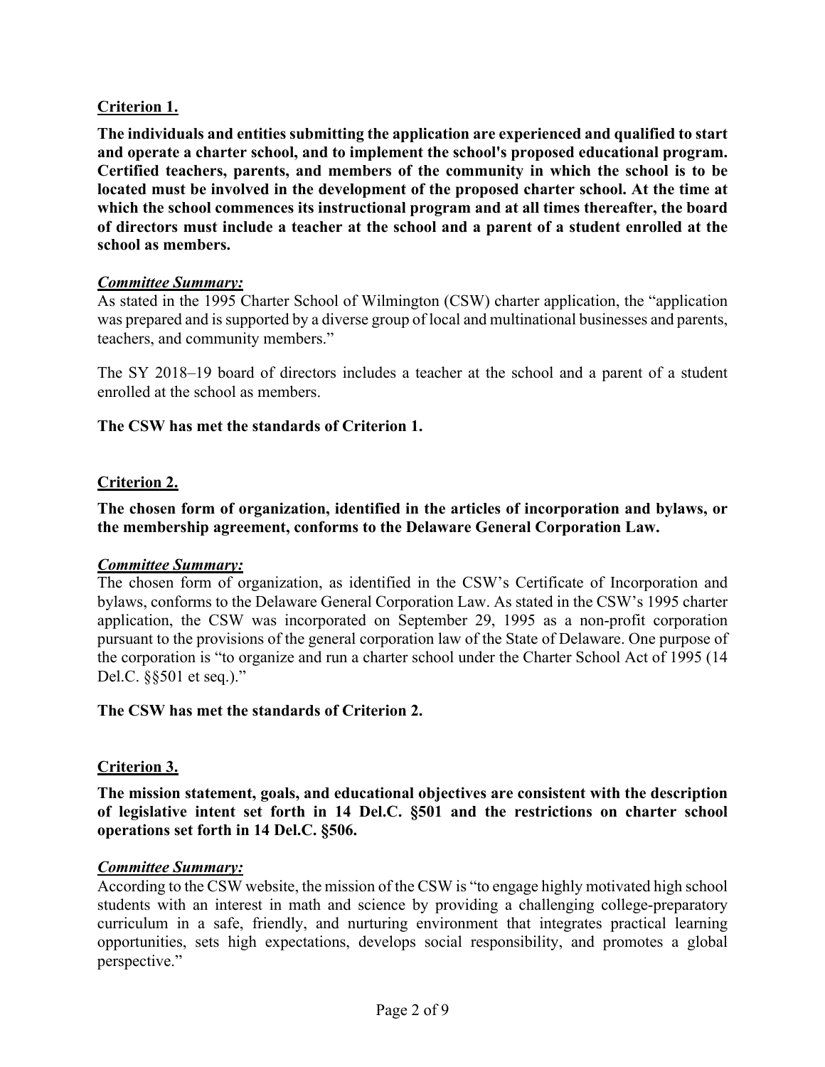## Criterion 1.

**The individuals and entities submitting the application are experienced and qualified to start and operate a charter school, and to implement the school's proposed educational program. Certified teachers, parents, and members of the community in which the school is to be located must be involved in the development of the proposed charter school. At the time at which the school commences its instructional program and at all times thereafter, the board of directors must include a teacher at the school and a parent of a student enrolled at the school as members.**

***Committee Summary:***

As stated in the 1995 Charter School of Wilmington (CSW) charter application, the "application was prepared and is supported by a diverse group of local and multinational businesses and parents, teachers, and community members."

The SY 2018–19 board of directors includes a teacher at the school and a parent of a student enrolled at the school as members.

**The CSW has met the standards of Criterion 1.**

## Criterion 2.

**The chosen form of organization, identified in the articles of incorporation and bylaws, or the membership agreement, conforms to the Delaware General Corporation Law.**

***Committee Summary:***

The chosen form of organization, as identified in the CSW's Certificate of Incorporation and bylaws, conforms to the Delaware General Corporation Law. As stated in the CSW's 1995 charter application, the CSW was incorporated on September 29, 1995 as a non-profit corporation pursuant to the provisions of the general corporation law of the State of Delaware. One purpose of the corporation is "to organize and run a charter school under the Charter School Act of 1995 (14 Del.C. §§501 et seq.)."

**The CSW has met the standards of Criterion 2.**

## Criterion 3.

**The mission statement, goals, and educational objectives are consistent with the description of legislative intent set forth in 14 Del.C. §501 and the restrictions on charter school operations set forth in 14 Del.C. §506.**

***Committee Summary:***

According to the CSW website, the mission of the CSW is "to engage highly motivated high school students with an interest in math and science by providing a challenging college-preparatory curriculum in a safe, friendly, and nurturing environment that integrates practical learning opportunities, sets high expectations, develops social responsibility, and promotes a global perspective."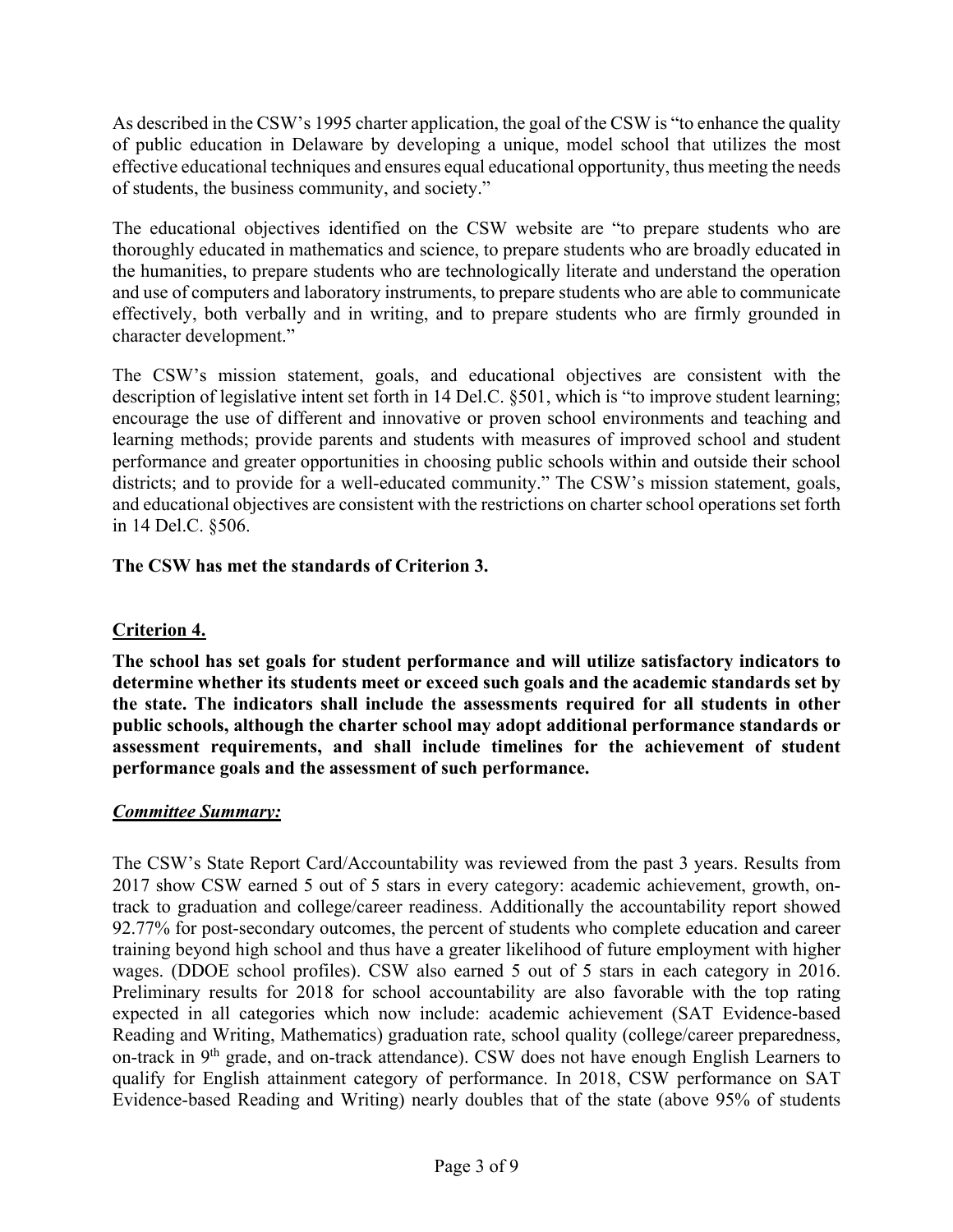As described in the CSW's 1995 charter application, the goal of the CSW is "to enhance the quality of public education in Delaware by developing a unique, model school that utilizes the most effective educational techniques and ensures equal educational opportunity, thus meeting the needs of students, the business community, and society."

The educational objectives identified on the CSW website are "to prepare students who are thoroughly educated in mathematics and science, to prepare students who are broadly educated in the humanities, to prepare students who are technologically literate and understand the operation and use of computers and laboratory instruments, to prepare students who are able to communicate effectively, both verbally and in writing, and to prepare students who are firmly grounded in character development."

The CSW's mission statement, goals, and educational objectives are consistent with the description of legislative intent set forth in 14 Del.C. §501, which is "to improve student learning; encourage the use of different and innovative or proven school environments and teaching and learning methods; provide parents and students with measures of improved school and student performance and greater opportunities in choosing public schools within and outside their school districts; and to provide for a well-educated community." The CSW's mission statement, goals, and educational objectives are consistent with the restrictions on charter school operations set forth in 14 Del.C. §506.

**The CSW has met the standards of Criterion 3.**

## Criterion 4.

**The school has set goals for student performance and will utilize satisfactory indicators to determine whether its students meet or exceed such goals and the academic standards set by the state. The indicators shall include the assessments required for all students in other public schools, although the charter school may adopt additional performance standards or assessment requirements, and shall include timelines for the achievement of student performance goals and the assessment of such performance.**

***Committee Summary:***

The CSW's State Report Card/Accountability was reviewed from the past 3 years. Results from 2017 show CSW earned 5 out of 5 stars in every category: academic achievement, growth, on-track to graduation and college/career readiness. Additionally the accountability report showed 92.77% for post-secondary outcomes, the percent of students who complete education and career training beyond high school and thus have a greater likelihood of future employment with higher wages. (DDOE school profiles). CSW also earned 5 out of 5 stars in each category in 2016. Preliminary results for 2018 for school accountability are also favorable with the top rating expected in all categories which now include: academic achievement (SAT Evidence-based Reading and Writing, Mathematics) graduation rate, school quality (college/career preparedness, on-track in 9th grade, and on-track attendance). CSW does not have enough English Learners to qualify for English attainment category of performance. In 2018, CSW performance on SAT Evidence-based Reading and Writing) nearly doubles that of the state (above 95% of students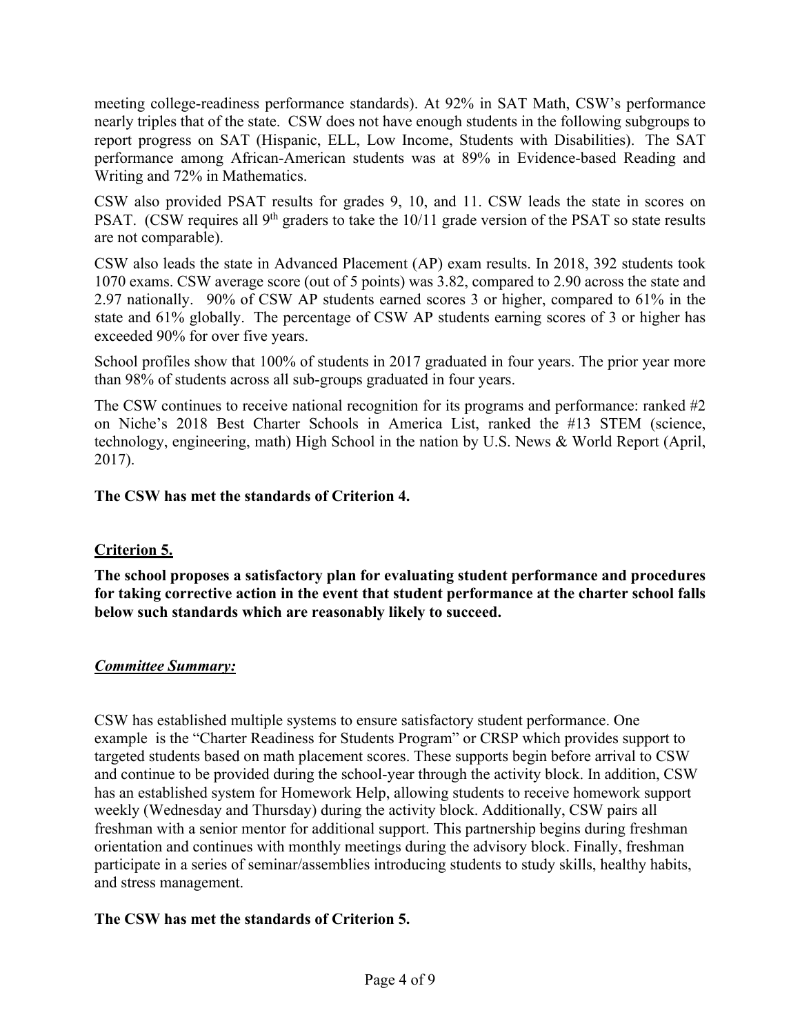meeting college-readiness performance standards). At 92% in SAT Math, CSW's performance nearly triples that of the state. CSW does not have enough students in the following subgroups to report progress on SAT (Hispanic, ELL, Low Income, Students with Disabilities). The SAT performance among African-American students was at 89% in Evidence-based Reading and Writing and 72% in Mathematics.

CSW also provided PSAT results for grades 9, 10, and 11. CSW leads the state in scores on PSAT. (CSW requires all 9th graders to take the 10/11 grade version of the PSAT so state results are not comparable).

CSW also leads the state in Advanced Placement (AP) exam results. In 2018, 392 students took 1070 exams. CSW average score (out of 5 points) was 3.82, compared to 2.90 across the state and 2.97 nationally. 90% of CSW AP students earned scores 3 or higher, compared to 61% in the state and 61% globally. The percentage of CSW AP students earning scores of 3 or higher has exceeded 90% for over five years.

School profiles show that 100% of students in 2017 graduated in four years. The prior year more than 98% of students across all sub-groups graduated in four years.

The CSW continues to receive national recognition for its programs and performance: ranked #2 on Niche's 2018 Best Charter Schools in America List, ranked the #13 STEM (science, technology, engineering, math) High School in the nation by U.S. News & World Report (April, 2017).

**The CSW has met the standards of Criterion 4.**

## Criterion 5.

**The school proposes a satisfactory plan for evaluating student performance and procedures for taking corrective action in the event that student performance at the charter school falls below such standards which are reasonably likely to succeed.**

### *Committee Summary:*

CSW has established multiple systems to ensure satisfactory student performance. One example is the "Charter Readiness for Students Program" or CRSP which provides support to targeted students based on math placement scores. These supports begin before arrival to CSW and continue to be provided during the school-year through the activity block. In addition, CSW has an established system for Homework Help, allowing students to receive homework support weekly (Wednesday and Thursday) during the activity block. Additionally, CSW pairs all freshman with a senior mentor for additional support. This partnership begins during freshman orientation and continues with monthly meetings during the advisory block. Finally, freshman participate in a series of seminar/assemblies introducing students to study skills, healthy habits, and stress management.

**The CSW has met the standards of Criterion 5.**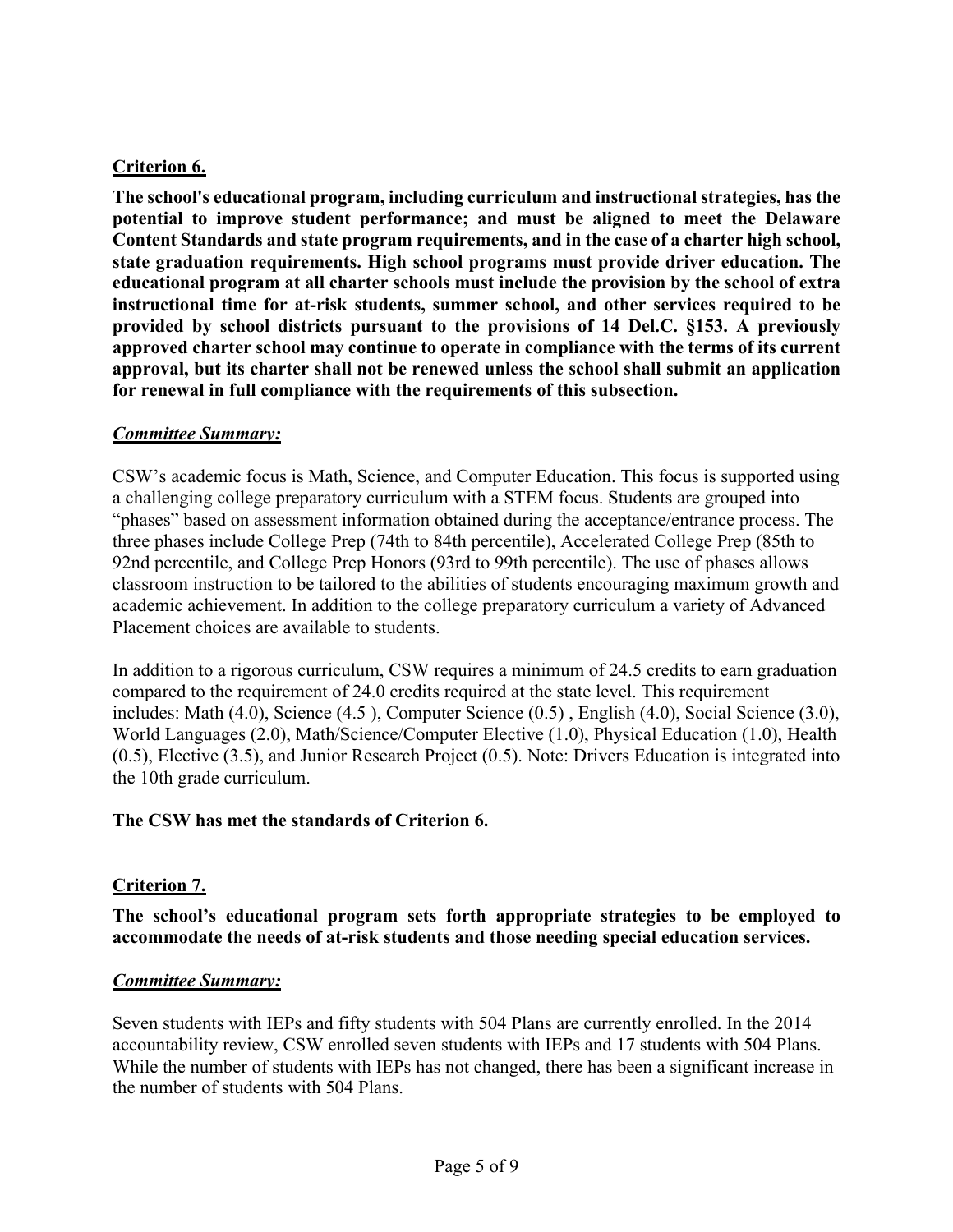**Criterion 6.**

**The school's educational program, including curriculum and instructional strategies, has the potential to improve student performance; and must be aligned to meet the Delaware Content Standards and state program requirements, and in the case of a charter high school, state graduation requirements. High school programs must provide driver education. The educational program at all charter schools must include the provision by the school of extra instructional time for at-risk students, summer school, and other services required to be provided by school districts pursuant to the provisions of 14 Del.C. §153. A previously approved charter school may continue to operate in compliance with the terms of its current approval, but its charter shall not be renewed unless the school shall submit an application for renewal in full compliance with the requirements of this subsection.**

***Committee Summary:***

CSW's academic focus is Math, Science, and Computer Education. This focus is supported using a challenging college preparatory curriculum with a STEM focus. Students are grouped into "phases" based on assessment information obtained during the acceptance/entrance process. The three phases include College Prep (74th to 84th percentile), Accelerated College Prep (85th to 92nd percentile, and College Prep Honors (93rd to 99th percentile). The use of phases allows classroom instruction to be tailored to the abilities of students encouraging maximum growth and academic achievement. In addition to the college preparatory curriculum a variety of Advanced Placement choices are available to students.

In addition to a rigorous curriculum, CSW requires a minimum of 24.5 credits to earn graduation compared to the requirement of 24.0 credits required at the state level. This requirement includes: Math (4.0), Science (4.5 ), Computer Science (0.5) , English (4.0), Social Science (3.0), World Languages (2.0), Math/Science/Computer Elective (1.0), Physical Education (1.0), Health (0.5), Elective (3.5), and Junior Research Project (0.5). Note: Drivers Education is integrated into the 10th grade curriculum.

**The CSW has met the standards of Criterion 6.**

**Criterion 7.**

**The school's educational program sets forth appropriate strategies to be employed to accommodate the needs of at-risk students and those needing special education services.**

***Committee Summary:***

Seven students with IEPs and fifty students with 504 Plans are currently enrolled. In the 2014 accountability review, CSW enrolled seven students with IEPs and 17 students with 504 Plans. While the number of students with IEPs has not changed, there has been a significant increase in the number of students with 504 Plans.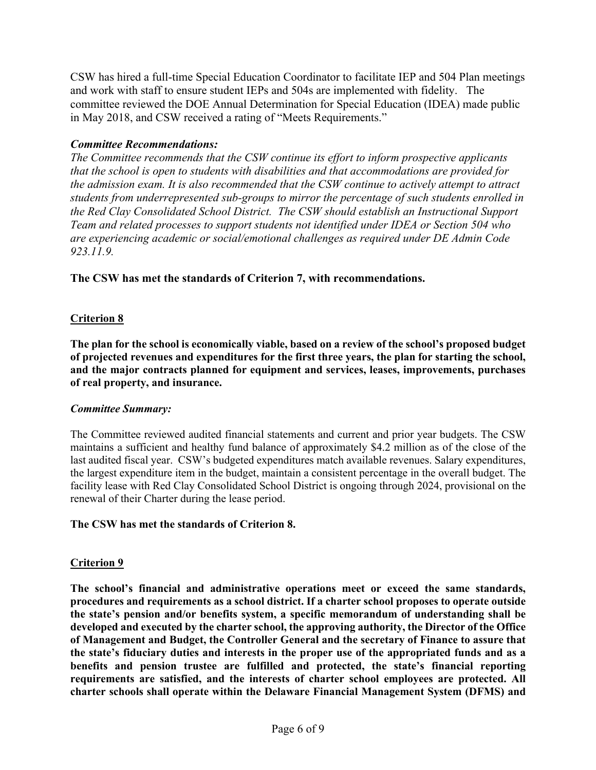CSW has hired a full-time Special Education Coordinator to facilitate IEP and 504 Plan meetings and work with staff to ensure student IEPs and 504s are implemented with fidelity. The committee reviewed the DOE Annual Determination for Special Education (IDEA) made public in May 2018, and CSW received a rating of "Meets Requirements."

***Committee Recommendations:***

*The Committee recommends that the CSW continue its effort to inform prospective applicants that the school is open to students with disabilities and that accommodations are provided for the admission exam. It is also recommended that the CSW continue to actively attempt to attract students from underrepresented sub-groups to mirror the percentage of such students enrolled in the Red Clay Consolidated School District. The CSW should establish an Instructional Support Team and related processes to support students not identified under IDEA or Section 504 who are experiencing academic or social/emotional challenges as required under DE Admin Code 923.11.9.*

**The CSW has met the standards of Criterion 7, with recommendations.**

## Criterion 8

**The plan for the school is economically viable, based on a review of the school's proposed budget of projected revenues and expenditures for the first three years, the plan for starting the school, and the major contracts planned for equipment and services, leases, improvements, purchases of real property, and insurance.**

***Committee Summary:***

The Committee reviewed audited financial statements and current and prior year budgets. The CSW maintains a sufficient and healthy fund balance of approximately $4.2 million as of the close of the last audited fiscal year. CSW's budgeted expenditures match available revenues. Salary expenditures, the largest expenditure item in the budget, maintain a consistent percentage in the overall budget. The facility lease with Red Clay Consolidated School District is ongoing through 2024, provisional on the renewal of their Charter during the lease period.

**The CSW has met the standards of Criterion 8.**

## Criterion 9

**The school's financial and administrative operations meet or exceed the same standards, procedures and requirements as a school district. If a charter school proposes to operate outside the state's pension and/or benefits system, a specific memorandum of understanding shall be developed and executed by the charter school, the approving authority, the Director of the Office of Management and Budget, the Controller General and the secretary of Finance to assure that the state's fiduciary duties and interests in the proper use of the appropriated funds and as a benefits and pension trustee are fulfilled and protected, the state's financial reporting requirements are satisfied, and the interests of charter school employees are protected. All charter schools shall operate within the Delaware Financial Management System (DFMS) and**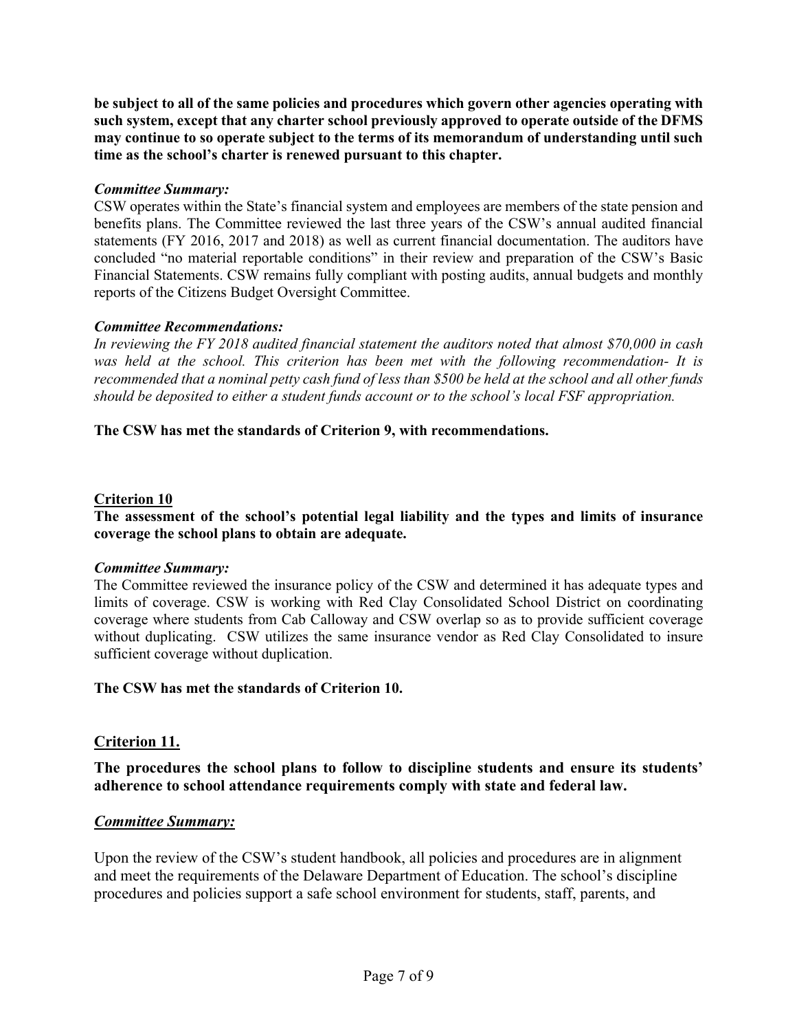**be subject to all of the same policies and procedures which govern other agencies operating with such system, except that any charter school previously approved to operate outside of the DFMS may continue to so operate subject to the terms of its memorandum of understanding until such time as the school's charter is renewed pursuant to this chapter.**

***Committee Summary:***

CSW operates within the State's financial system and employees are members of the state pension and benefits plans. The Committee reviewed the last three years of the CSW's annual audited financial statements (FY 2016, 2017 and 2018) as well as current financial documentation. The auditors have concluded "no material reportable conditions" in their review and preparation of the CSW's Basic Financial Statements. CSW remains fully compliant with posting audits, annual budgets and monthly reports of the Citizens Budget Oversight Committee.

***Committee Recommendations:***

*In reviewing the FY 2018 audited financial statement the auditors noted that almost $70,000 in cash was held at the school. This criterion has been met with the following recommendation- It is recommended that a nominal petty cash fund of less than $500 be held at the school and all other funds should be deposited to either a student funds account or to the school's local FSF appropriation.*

**The CSW has met the standards of Criterion 9, with recommendations.**

## Criterion 10

**The assessment of the school's potential legal liability and the types and limits of insurance coverage the school plans to obtain are adequate.**

***Committee Summary:***

The Committee reviewed the insurance policy of the CSW and determined it has adequate types and limits of coverage. CSW is working with Red Clay Consolidated School District on coordinating coverage where students from Cab Calloway and CSW overlap so as to provide sufficient coverage without duplicating. CSW utilizes the same insurance vendor as Red Clay Consolidated to insure sufficient coverage without duplication.

**The CSW has met the standards of Criterion 10.**

## Criterion 11.

**The procedures the school plans to follow to discipline students and ensure its students' adherence to school attendance requirements comply with state and federal law.**

***Committee Summary:***

Upon the review of the CSW's student handbook, all policies and procedures are in alignment and meet the requirements of the Delaware Department of Education. The school's discipline procedures and policies support a safe school environment for students, staff, parents, and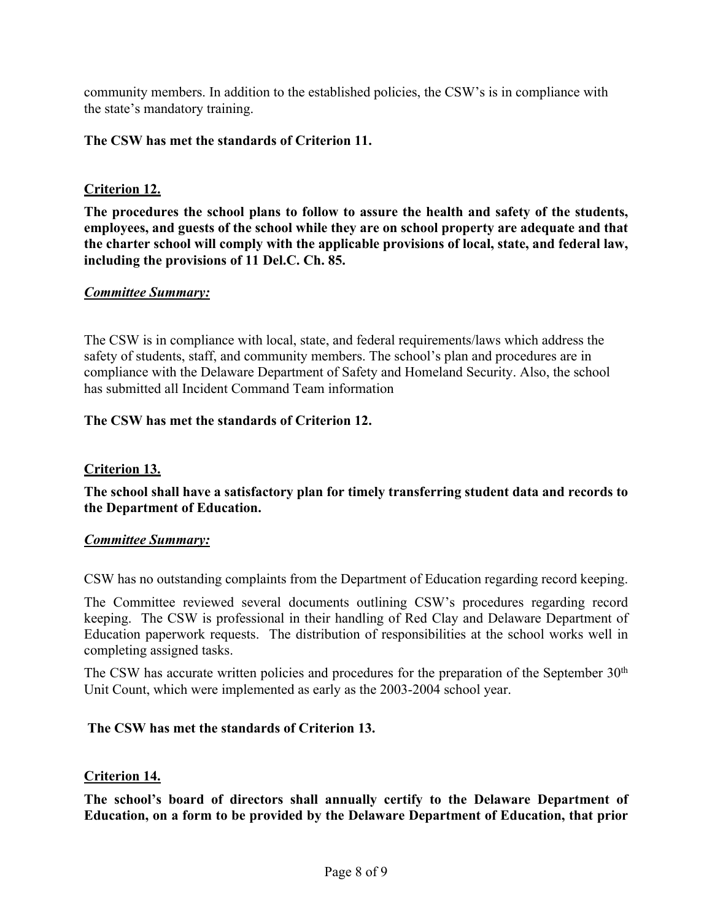community members. In addition to the established policies, the CSW's is in compliance with the state's mandatory training.

**The CSW has met the standards of Criterion 11.**

**Criterion 12.**

**The procedures the school plans to follow to assure the health and safety of the students, employees, and guests of the school while they are on school property are adequate and that the charter school will comply with the applicable provisions of local, state, and federal law, including the provisions of 11 Del.C. Ch. 85.**

***Committee Summary:***

The CSW is in compliance with local, state, and federal requirements/laws which address the safety of students, staff, and community members. The school's plan and procedures are in compliance with the Delaware Department of Safety and Homeland Security. Also, the school has submitted all Incident Command Team information

**The CSW has met the standards of Criterion 12.**

**Criterion 13.**

**The school shall have a satisfactory plan for timely transferring student data and records to the Department of Education.**

***Committee Summary:***

CSW has no outstanding complaints from the Department of Education regarding record keeping.

The Committee reviewed several documents outlining CSW's procedures regarding record keeping. The CSW is professional in their handling of Red Clay and Delaware Department of Education paperwork requests. The distribution of responsibilities at the school works well in completing assigned tasks.

The CSW has accurate written policies and procedures for the preparation of the September 30th Unit Count, which were implemented as early as the 2003-2004 school year.

**The CSW has met the standards of Criterion 13.**

**Criterion 14.**

**The school's board of directors shall annually certify to the Delaware Department of Education, on a form to be provided by the Delaware Department of Education, that prior**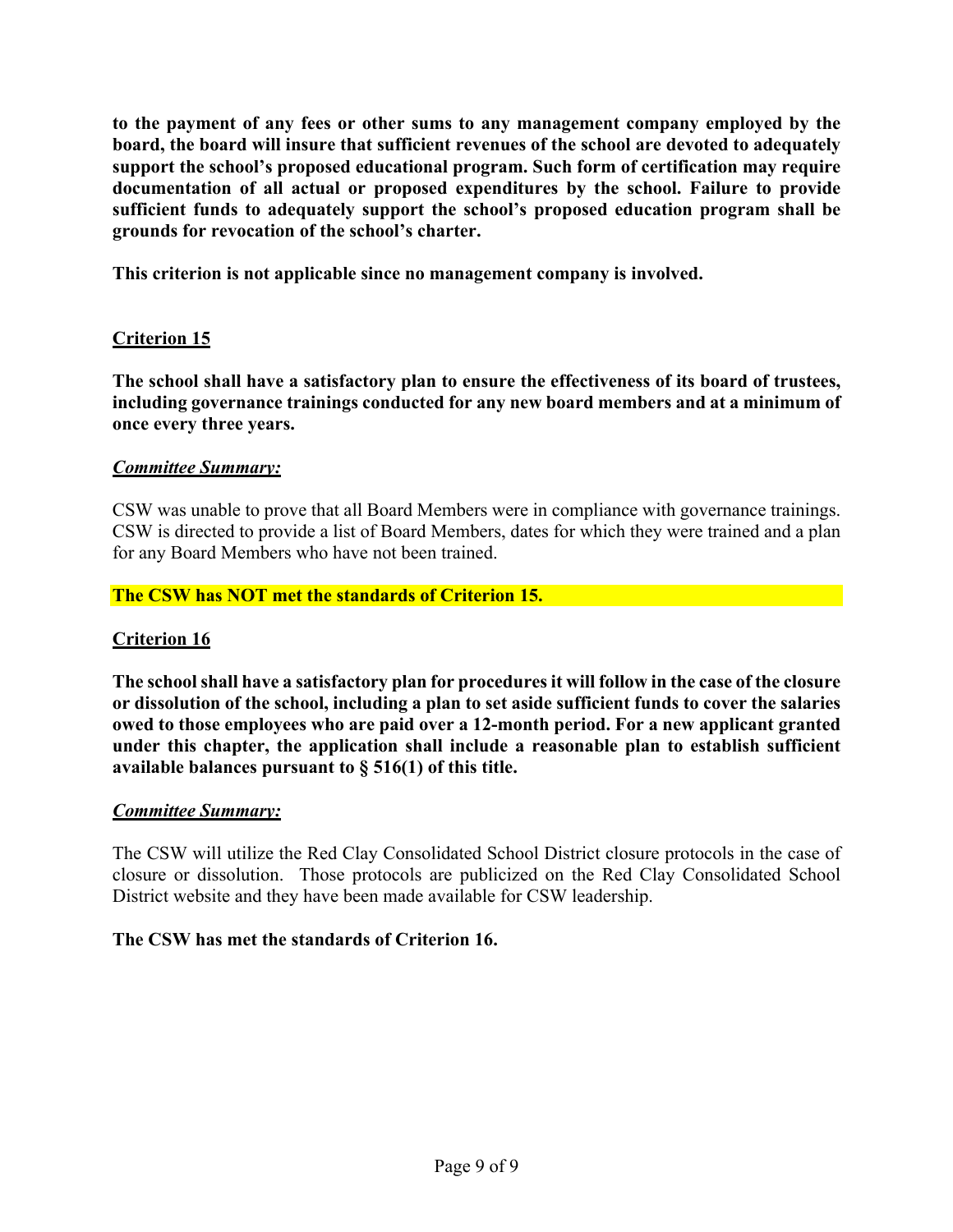**to the payment of any fees or other sums to any management company employed by the board, the board will insure that sufficient revenues of the school are devoted to adequately support the school's proposed educational program. Such form of certification may require documentation of all actual or proposed expenditures by the school. Failure to provide sufficient funds to adequately support the school's proposed education program shall be grounds for revocation of the school's charter.**

**This criterion is not applicable since no management company is involved.**

## Criterion 15

**The school shall have a satisfactory plan to ensure the effectiveness of its board of trustees, including governance trainings conducted for any new board members and at a minimum of once every three years.**

***Committee Summary:***

CSW was unable to prove that all Board Members were in compliance with governance trainings. CSW is directed to provide a list of Board Members, dates for which they were trained and a plan for any Board Members who have not been trained.

**The CSW has NOT met the standards of Criterion 15.**

## Criterion 16

**The school shall have a satisfactory plan for procedures it will follow in the case of the closure or dissolution of the school, including a plan to set aside sufficient funds to cover the salaries owed to those employees who are paid over a 12-month period. For a new applicant granted under this chapter, the application shall include a reasonable plan to establish sufficient available balances pursuant to § 516(1) of this title.**

***Committee Summary:***

The CSW will utilize the Red Clay Consolidated School District closure protocols in the case of closure or dissolution. Those protocols are publicized on the Red Clay Consolidated School District website and they have been made available for CSW leadership.

**The CSW has met the standards of Criterion 16.**